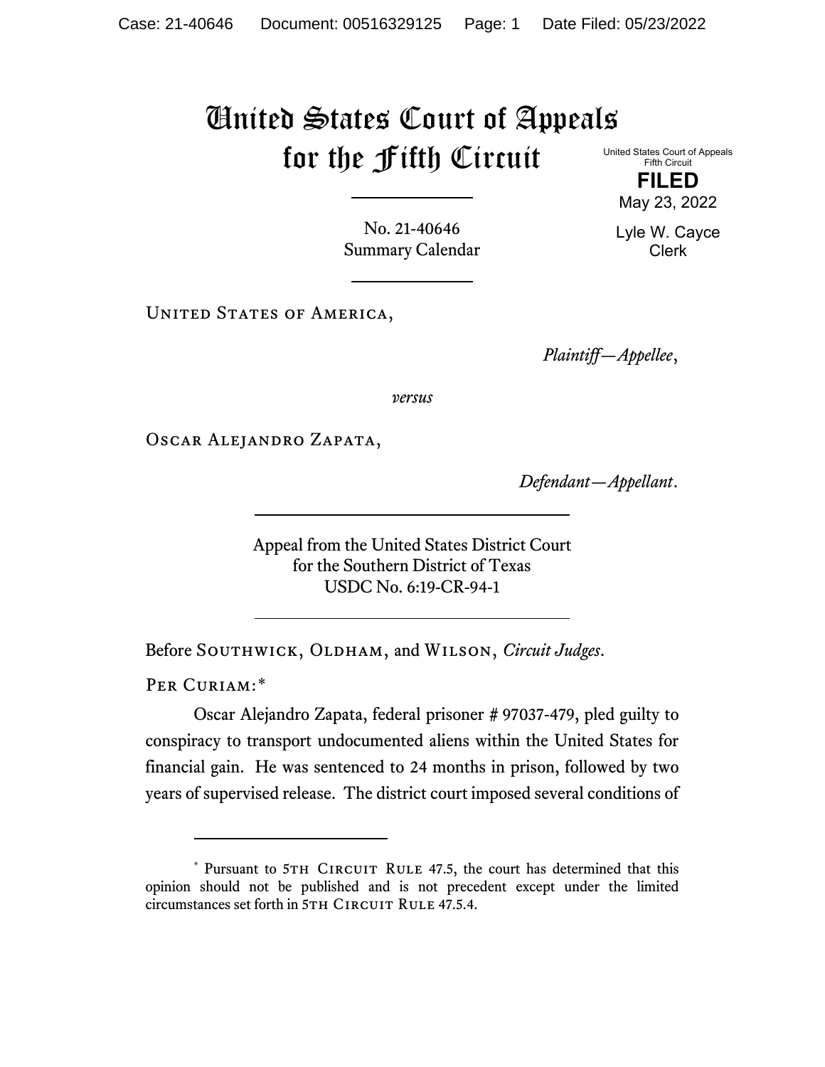# United States Court of Appeals for the Fifth Circuit

United States Court of Appeals
Fifth Circuit

**FILED**

May 23, 2022

Lyle W. Cayce
Clerk

No. 21-40646
Summary Calendar

United States of America,

*Plaintiff—Appellee*,

*versus*

Oscar Alejandro Zapata,

*Defendant—Appellant*.

Appeal from the United States District Court
for the Southern District of Texas
USDC No. 6:19-CR-94-1

Before Southwick, Oldham, and Wilson, *Circuit Judges*.

Per Curiam:*

Oscar Alejandro Zapata, federal prisoner # 97037-479, pled guilty to conspiracy to transport undocumented aliens within the United States for financial gain. He was sentenced to 24 months in prison, followed by two years of supervised release. The district court imposed several conditions of

---

\* Pursuant to 5th Circuit Rule 47.5, the court has determined that this opinion should not be published and is not precedent except under the limited circumstances set forth in 5th Circuit Rule 47.5.4.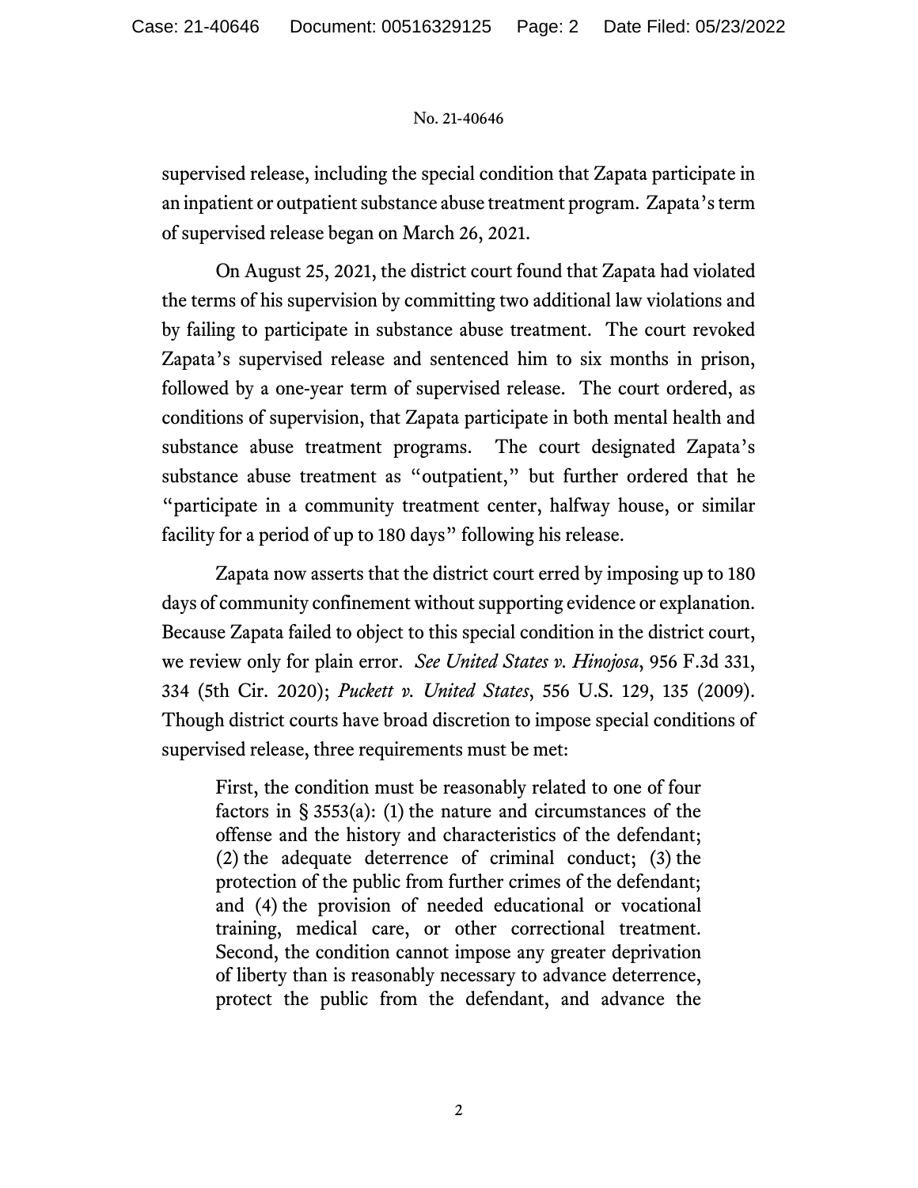supervised release, including the special condition that Zapata participate in an inpatient or outpatient substance abuse treatment program. Zapata's term of supervised release began on March 26, 2021.

On August 25, 2021, the district court found that Zapata had violated the terms of his supervision by committing two additional law violations and by failing to participate in substance abuse treatment. The court revoked Zapata's supervised release and sentenced him to six months in prison, followed by a one-year term of supervised release. The court ordered, as conditions of supervision, that Zapata participate in both mental health and substance abuse treatment programs. The court designated Zapata's substance abuse treatment as "outpatient," but further ordered that he "participate in a community treatment center, halfway house, or similar facility for a period of up to 180 days" following his release.

Zapata now asserts that the district court erred by imposing up to 180 days of community confinement without supporting evidence or explanation. Because Zapata failed to object to this special condition in the district court, we review only for plain error. *See United States v. Hinojosa*, 956 F.3d 331, 334 (5th Cir. 2020); *Puckett v. United States*, 556 U.S. 129, 135 (2009). Though district courts have broad discretion to impose special conditions of supervised release, three requirements must be met:

> First, the condition must be reasonably related to one of four factors in § 3553(a): (1) the nature and circumstances of the offense and the history and characteristics of the defendant; (2) the adequate deterrence of criminal conduct; (3) the protection of the public from further crimes of the defendant; and (4) the provision of needed educational or vocational training, medical care, or other correctional treatment. Second, the condition cannot impose any greater deprivation of liberty than is reasonably necessary to advance deterrence, protect the public from the defendant, and advance the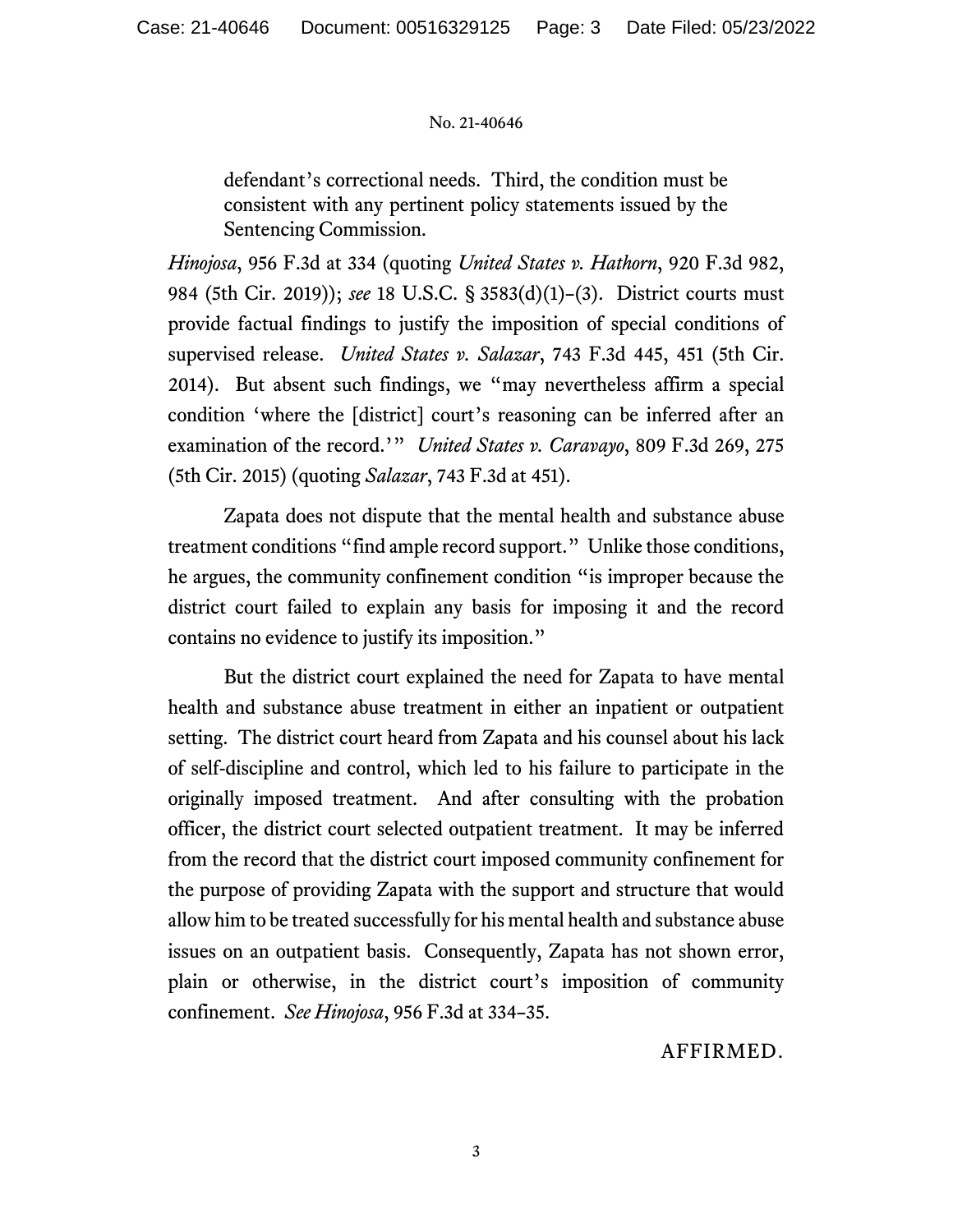> defendant's correctional needs. Third, the condition must be consistent with any pertinent policy statements issued by the Sentencing Commission.

*Hinojosa*, 956 F.3d at 334 (quoting *United States v. Hathorn*, 920 F.3d 982, 984 (5th Cir. 2019)); *see* 18 U.S.C. § 3583(d)(1)–(3). District courts must provide factual findings to justify the imposition of special conditions of supervised release. *United States v. Salazar*, 743 F.3d 445, 451 (5th Cir. 2014). But absent such findings, we "may nevertheless affirm a special condition 'where the [district] court's reasoning can be inferred after an examination of the record.'" *United States v. Caravayo*, 809 F.3d 269, 275 (5th Cir. 2015) (quoting *Salazar*, 743 F.3d at 451).

Zapata does not dispute that the mental health and substance abuse treatment conditions "find ample record support." Unlike those conditions, he argues, the community confinement condition "is improper because the district court failed to explain any basis for imposing it and the record contains no evidence to justify its imposition."

But the district court explained the need for Zapata to have mental health and substance abuse treatment in either an inpatient or outpatient setting. The district court heard from Zapata and his counsel about his lack of self-discipline and control, which led to his failure to participate in the originally imposed treatment. And after consulting with the probation officer, the district court selected outpatient treatment. It may be inferred from the record that the district court imposed community confinement for the purpose of providing Zapata with the support and structure that would allow him to be treated successfully for his mental health and substance abuse issues on an outpatient basis. Consequently, Zapata has not shown error, plain or otherwise, in the district court's imposition of community confinement. *See Hinojosa*, 956 F.3d at 334–35.

AFFIRMED.